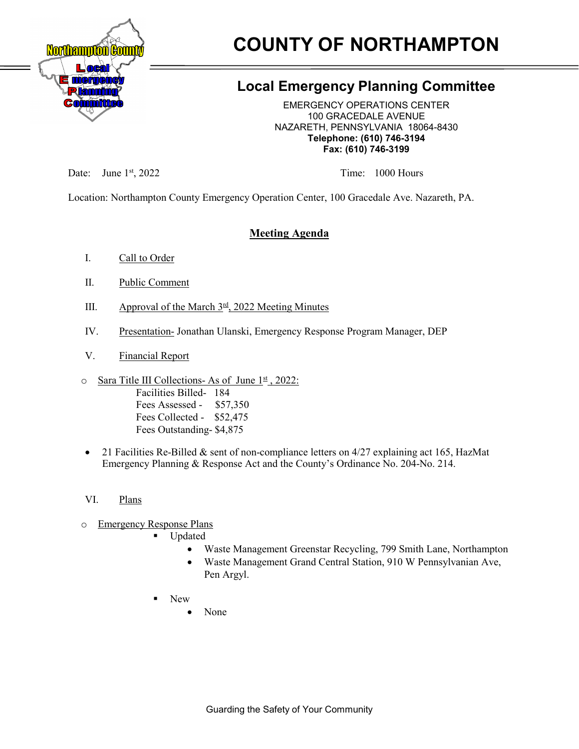# COUNTY OF NORTHAMPTON

## Local Emergency Planning Committee

EMERGENCY OPERATIONS CENTER
100 GRACEDALE AVENUE
NAZARETH, PENNSYLVANIA 18064-8430
**Telephone: (610) 746-3194**
**Fax: (610) 746-3199**

Date: June 1st, 2022 Time: 1000 Hours

Location: Northampton County Emergency Operation Center, 100 Gracedale Ave. Nazareth, PA.

## Meeting Agenda

I. Call to Order

II. Public Comment

III. Approval of the March 3rd, 2022 Meeting Minutes

IV. Presentation- Jonathan Ulanski, Emergency Response Program Manager, DEP

V. Financial Report

- Sara Title III Collections- As of June 1st, 2022:
  - Facilities Billed- 184
  - Fees Assessed - $57,350
  - Fees Collected - $52,475
  - Fees Outstanding- $4,875

- 21 Facilities Re-Billed & sent of non-compliance letters on 4/27 explaining act 165, HazMat Emergency Planning & Response Act and the County's Ordinance No. 204-No. 214.

VI. Plans

- Emergency Response Plans
  - Updated
    - Waste Management Greenstar Recycling, 799 Smith Lane, Northampton
    - Waste Management Grand Central Station, 910 W Pennsylvanian Ave, Pen Argyl.
  - New
    - None

Guarding the Safety of Your Community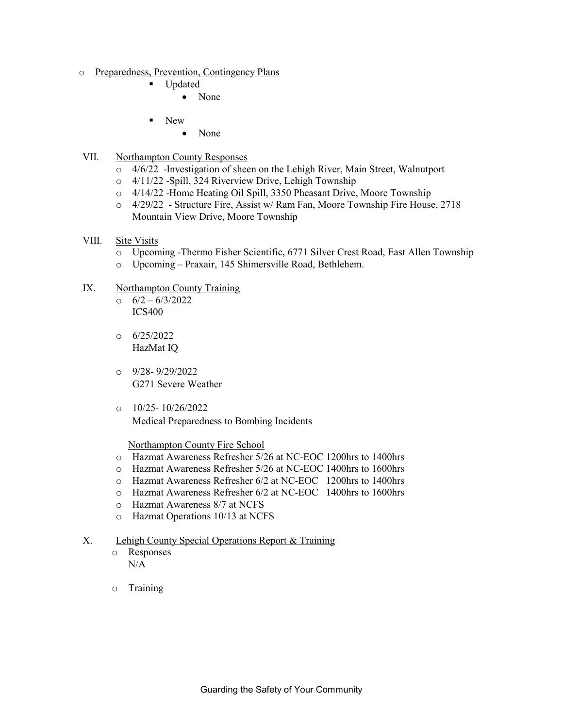- Preparedness, Prevention, Contingency Plans
  - Updated
    - None
  - New
    - None

VII. Northampton County Responses
- 4/6/22 -Investigation of sheen on the Lehigh River, Main Street, Walnutport
- 4/11/22 -Spill, 324 Riverview Drive, Lehigh Township
- 4/14/22 -Home Heating Oil Spill, 3350 Pheasant Drive, Moore Township
- 4/29/22 - Structure Fire, Assist w/ Ram Fan, Moore Township Fire House, 2718 Mountain View Drive, Moore Township

VIII. Site Visits
- Upcoming -Thermo Fisher Scientific, 6771 Silver Crest Road, East Allen Township
- Upcoming – Praxair, 145 Shimersville Road, Bethlehem.

IX. Northampton County Training
- 6/2 – 6/3/2022
  ICS400
- 6/25/2022
  HazMat IQ
- 9/28- 9/29/2022
  G271 Severe Weather
- 10/25- 10/26/2022
  Medical Preparedness to Bombing Incidents

Northampton County Fire School
- Hazmat Awareness Refresher 5/26 at NC-EOC 1200hrs to 1400hrs
- Hazmat Awareness Refresher 5/26 at NC-EOC 1400hrs to 1600hrs
- Hazmat Awareness Refresher 6/2 at NC-EOC 1200hrs to 1400hrs
- Hazmat Awareness Refresher 6/2 at NC-EOC 1400hrs to 1600hrs
- Hazmat Awareness 8/7 at NCFS
- Hazmat Operations 10/13 at NCFS

X. Lehigh County Special Operations Report & Training
- Responses
  N/A
- Training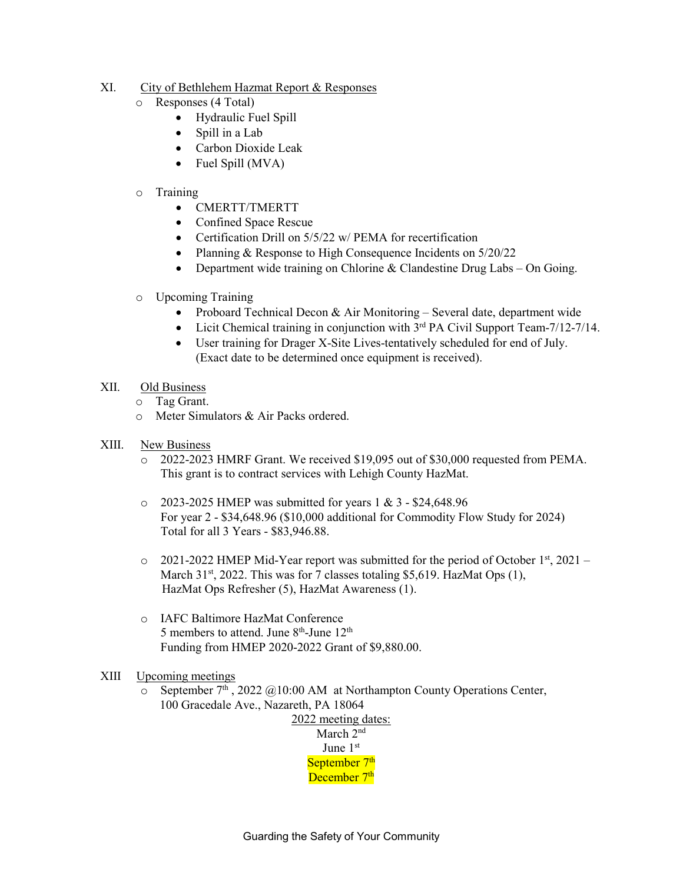XI. City of Bethlehem Hazmat Report & Responses

- Responses (4 Total)
  - Hydraulic Fuel Spill
  - Spill in a Lab
  - Carbon Dioxide Leak
  - Fuel Spill (MVA)

- Training
  - CMERTT/TMERTT
  - Confined Space Rescue
  - Certification Drill on 5/5/22 w/ PEMA for recertification
  - Planning & Response to High Consequence Incidents on 5/20/22
  - Department wide training on Chlorine & Clandestine Drug Labs – On Going.

- Upcoming Training
  - Proboard Technical Decon & Air Monitoring – Several date, department wide
  - Licit Chemical training in conjunction with 3rd PA Civil Support Team-7/12-7/14.
  - User training for Drager X-Site Lives-tentatively scheduled for end of July. (Exact date to be determined once equipment is received).

XII. Old Business

- Tag Grant.
- Meter Simulators & Air Packs ordered.

XIII. New Business

- 2022-2023 HMRF Grant. We received $19,095 out of $30,000 requested from PEMA. This grant is to contract services with Lehigh County HazMat.

- 2023-2025 HMEP was submitted for years 1 & 3 - $24,648.96
  For year 2 - $34,648.96 ($10,000 additional for Commodity Flow Study for 2024)
  Total for all 3 Years - $83,946.88.

- 2021-2022 HMEP Mid-Year report was submitted for the period of October 1st, 2021 – March 31st, 2022. This was for 7 classes totaling $5,619. HazMat Ops (1), HazMat Ops Refresher (5), HazMat Awareness (1).

- IAFC Baltimore HazMat Conference
  5 members to attend. June 8th-June 12th
  Funding from HMEP 2020-2022 Grant of $9,880.00.

XIII Upcoming meetings

- September 7th , 2022 @10:00 AM at Northampton County Operations Center, 100 Gracedale Ave., Nazareth, PA 18064

2022 meeting dates:

March 2nd
June 1st
September 7th
December 7th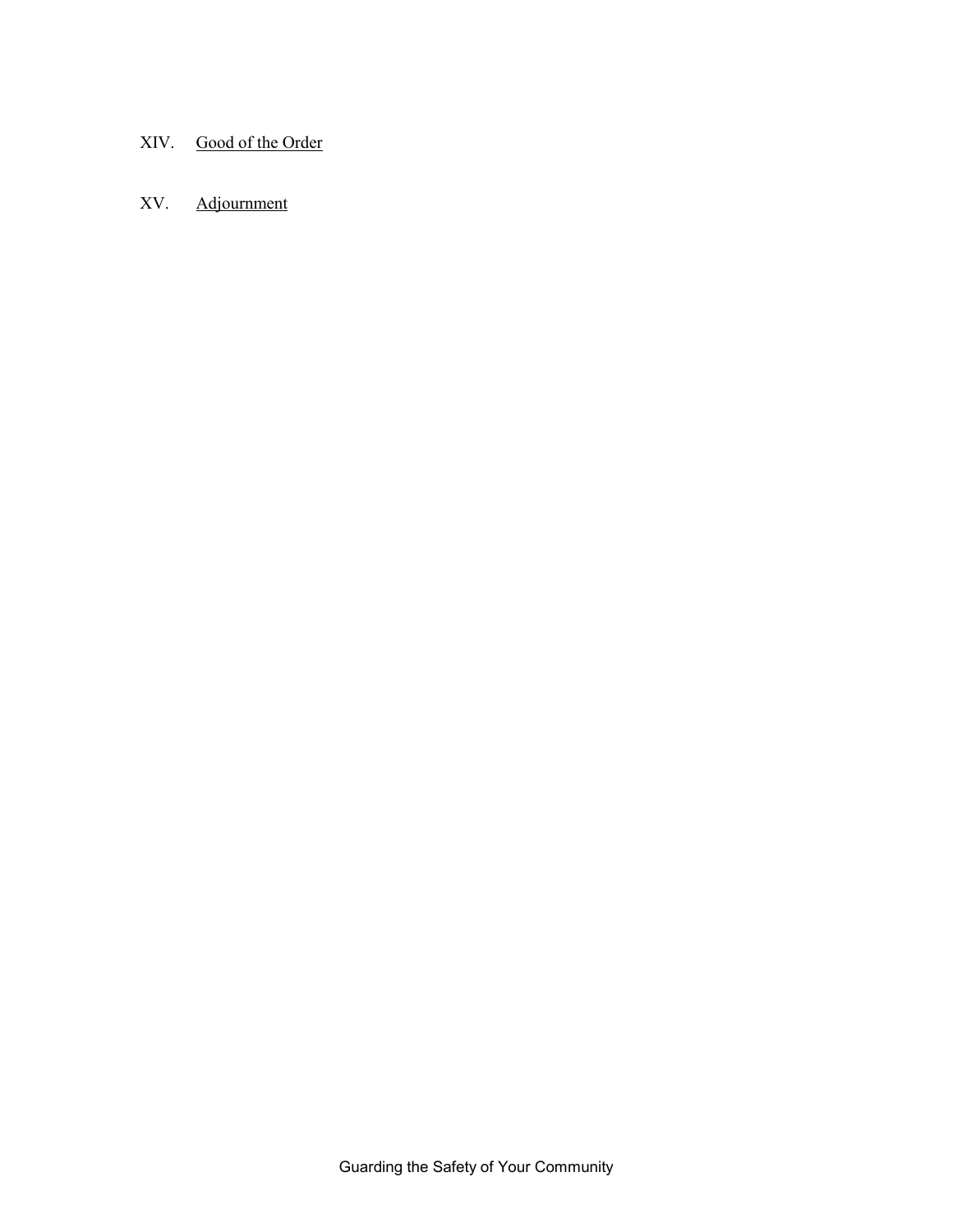XIV. <u>Good of the Order</u>

XV. <u>Adjournment</u>